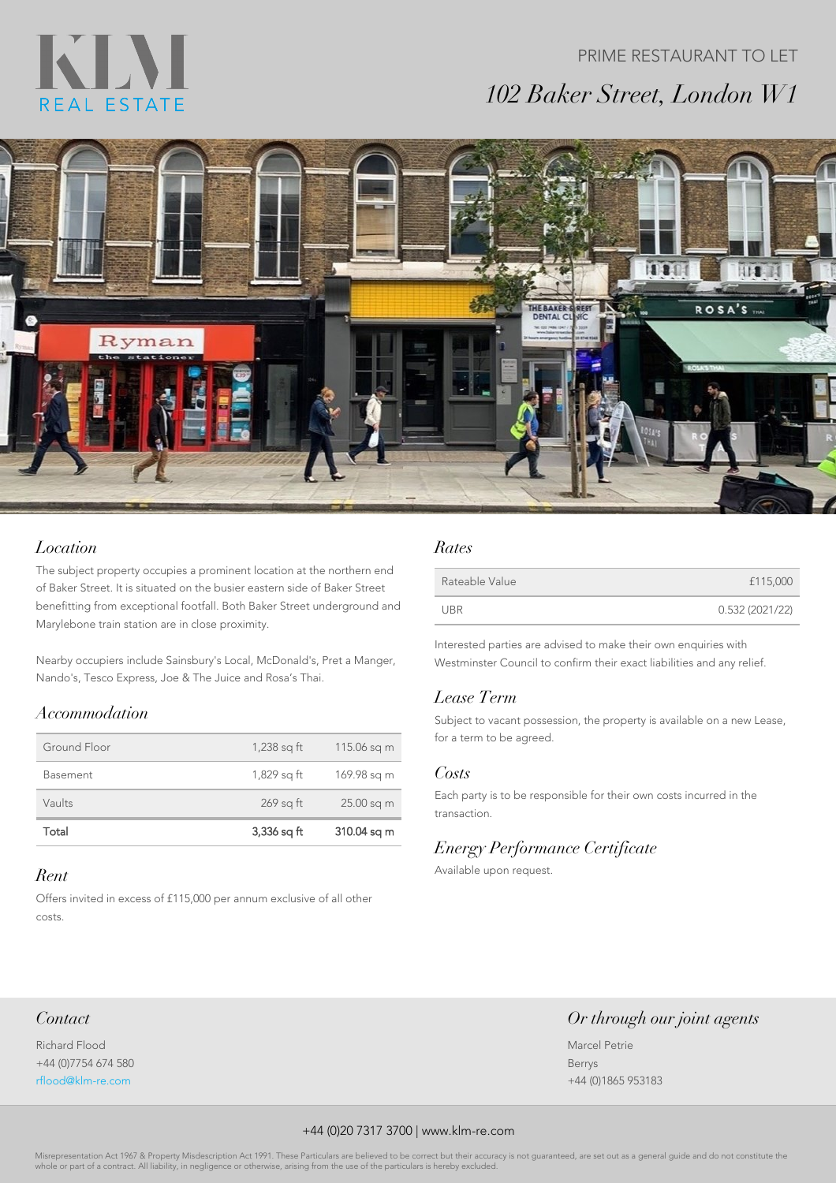KLM
REAL ESTATE

PRIME RESTAURANT TO LET

# 102 Baker Street, London W1

## Location

The subject property occupies a prominent location at the northern end of Baker Street. It is situated on the busier eastern side of Baker Street benefitting from exceptional footfall. Both Baker Street underground and Marylebone train station are in close proximity.

Nearby occupiers include Sainsbury's Local, McDonald's, Pret a Manger, Nando's, Tesco Express, Joe & The Juice and Rosa's Thai.

## Accommodation

| | | |
|---|---|---|
| Ground Floor | 1,238 sq ft | 115.06 sq m |
| Basement | 1,829 sq ft | 169.98 sq m |
| Vaults | 269 sq ft | 25.00 sq m |
| Total | 3,336 sq ft | 310.04 sq m |

## Rent

Offers invited in excess of £115,000 per annum exclusive of all other costs.

## Rates

| | |
|---|---|
| Rateable Value | £115,000 |
| UBR | 0.532 (2021/22) |

Interested parties are advised to make their own enquiries with Westminster Council to confirm their exact liabilities and any relief.

## Lease Term

Subject to vacant possession, the property is available on a new Lease, for a term to be agreed.

## Costs

Each party is to be responsible for their own costs incurred in the transaction.

## Energy Performance Certificate

Available upon request.

## Contact

Richard Flood
+44 (0)7754 674 580
rflood@klm-re.com

## Or through our joint agents

Marcel Petrie
Berrys
+44 (0)1865 953183

+44 (0)20 7317 3700 | www.klm-re.com

Misrepresentation Act 1967 & Property Misdescription Act 1991. These Particulars are believed to be correct but their accuracy is not guaranteed, are set out as a general guide and do not constitute the whole or part of a contract. All liability, in negligence or otherwise, arising from the use of the particulars is hereby excluded.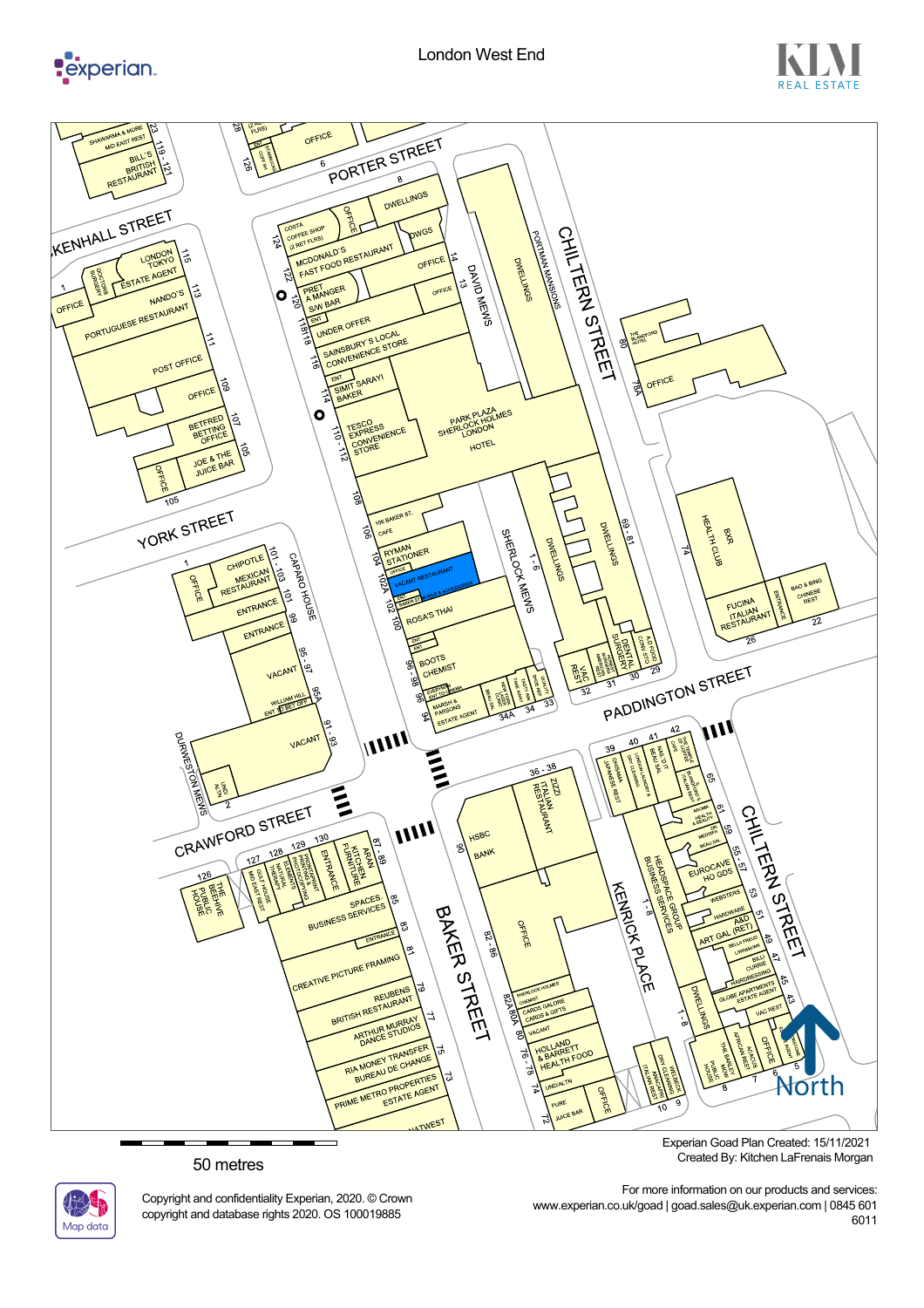London West End

50 metres

Experian Goad Plan Created: 15/11/2021
Created By: Kitchen LaFrenais Morgan

Copyright and confidentiality Experian, 2020. © Crown copyright and database rights 2020. OS 100019885

For more information on our products and services:
www.experian.co.uk/goad | goad.sales@uk.experian.com | 0845 601 6011